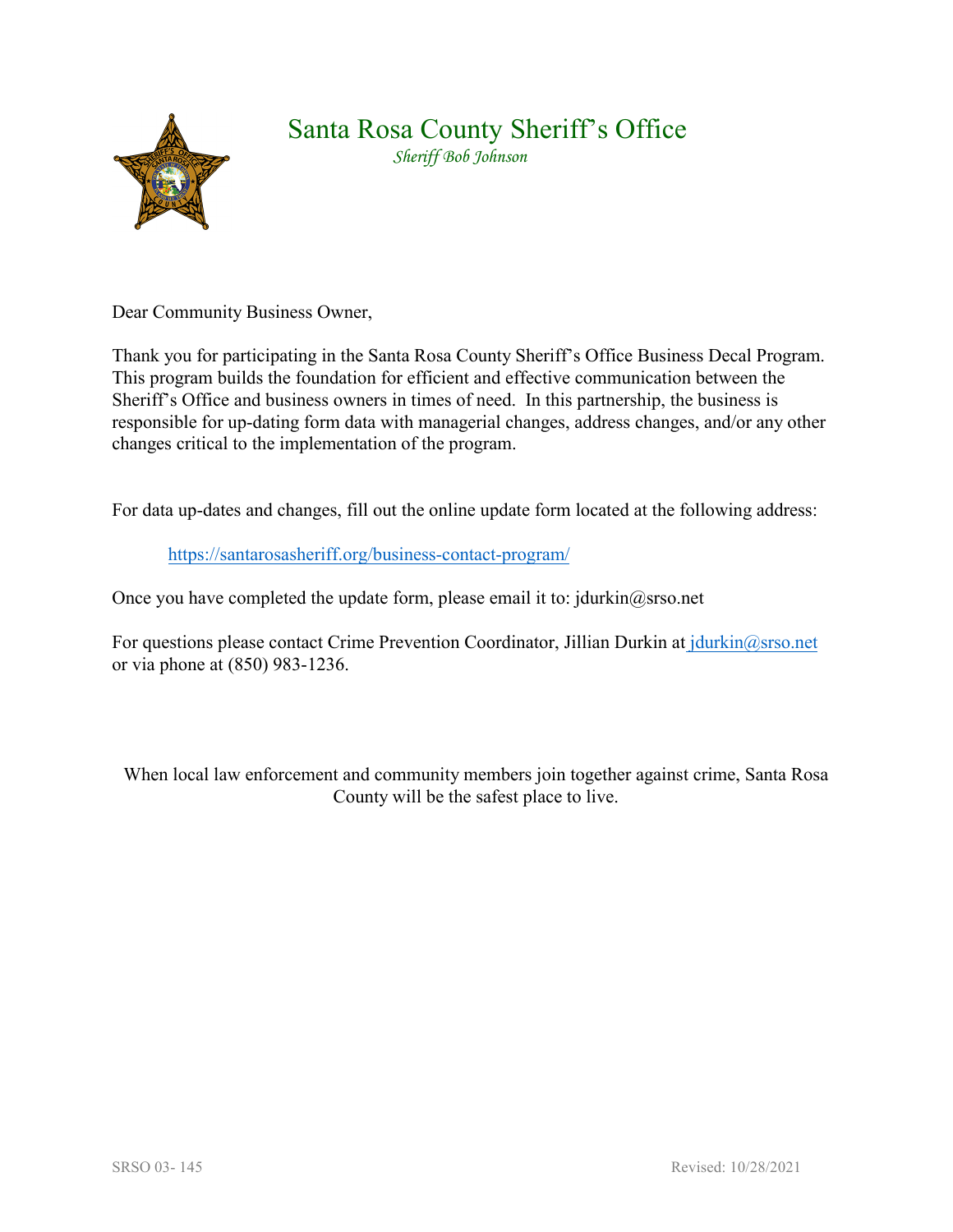# Santa Rosa County Sheriff's Office

*Sheriff Bob Johnson*

Dear Community Business Owner,

Thank you for participating in the Santa Rosa County Sheriff's Office Business Decal Program. This program builds the foundation for efficient and effective communication between the Sheriff's Office and business owners in times of need. In this partnership, the business is responsible for up-dating form data with managerial changes, address changes, and/or any other changes critical to the implementation of the program.

For data up-dates and changes, fill out the online update form located at the following address:

https://santarosasheriff.org/business-contact-program/

Once you have completed the update form, please email it to: jdurkin@srso.net

For questions please contact Crime Prevention Coordinator, Jillian Durkin at jdurkin@srso.net or via phone at (850) 983-1236.

When local law enforcement and community members join together against crime, Santa Rosa County will be the safest place to live.

SRSO 03- 145 Revised: 10/28/2021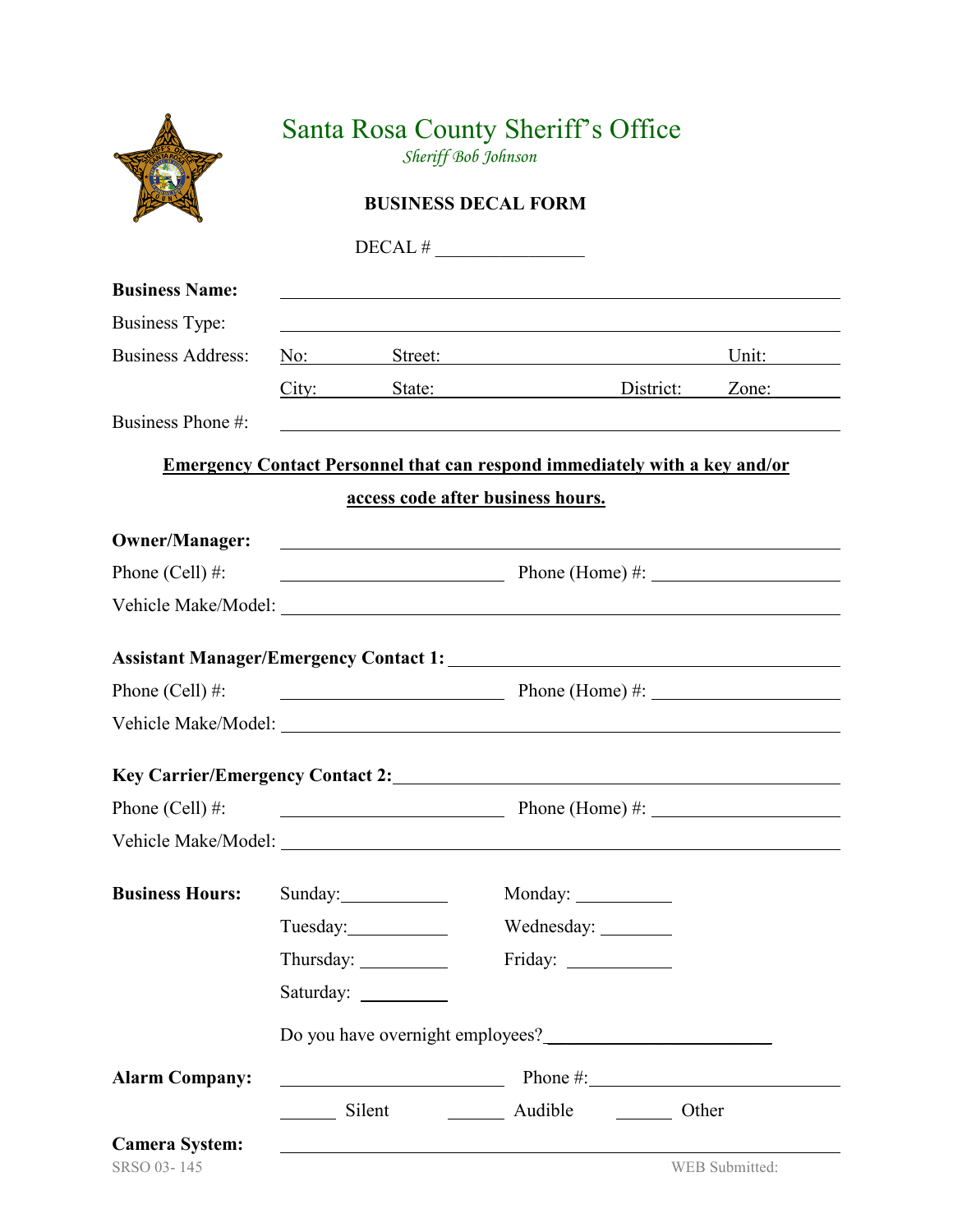# Santa Rosa County Sheriff's Office

*Sheriff Bob Johnson*

**BUSINESS DECAL FORM**

DECAL # ________________

**Business Name:** ____________________________________________

Business Type: ____________________________________________

Business Address: No: ______ Street: ______________________ Unit: ________

City: ______ State: ______________ District: ______ Zone: ________

Business Phone #: ____________________________________________

**<u>Emergency Contact Personnel that can respond immediately with a key and/or access code after business hours.</u>**

**Owner/Manager:** ____________________________________________

Phone (Cell) #: ______________________ Phone (Home) #: ______________________

Vehicle Make/Model: ____________________________________________

**Assistant Manager/Emergency Contact 1:** ______________________________

Phone (Cell) #: ______________________ Phone (Home) #: ______________________

Vehicle Make/Model: ____________________________________________

**Key Carrier/Emergency Contact 2:** ______________________________

Phone (Cell) #: ______________________ Phone (Home) #: ______________________

Vehicle Make/Model: ____________________________________________

**Business Hours:**

Sunday: __________ Monday: __________

Tuesday: __________ Wednesday: __________

Thursday: __________ Friday: __________

Saturday: __________

Do you have overnight employees? ______________________

**Alarm Company:** ______________________ Phone #: ______________________

______ Silent ______ Audible ______ Other

**Camera System:** ____________________________________________

SRSO 03- 145

WEB Submitted: